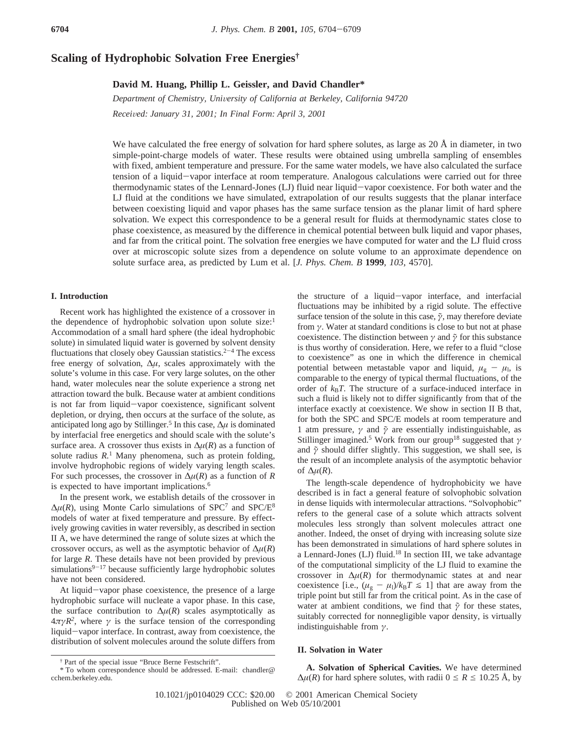# Scaling of Hydrophobic Solvation Free Energies[†]

**David M. Huang, Phillip L. Geissler, and David Chandler***

*Department of Chemistry, University of California at Berkeley, California 94720*

*Received: January 31, 2001; In Final Form: April 3, 2001*

We have calculated the free energy of solvation for hard sphere solutes, as large as 20 Å in diameter, in two simple-point-charge models of water. These results were obtained using umbrella sampling of ensembles with fixed, ambient temperature and pressure. For the same water models, we have also calculated the surface tension of a liquid–vapor interface at room temperature. Analogous calculations were carried out for three thermodynamic states of the Lennard-Jones (LJ) fluid near liquid–vapor coexistence. For both water and the LJ fluid at the conditions we have simulated, extrapolation of our results suggests that the planar interface between coexisting liquid and vapor phases has the same surface tension as the planar limit of hard sphere solvation. We expect this correspondence to be a general result for fluids at thermodynamic states close to phase coexistence, as measured by the difference in chemical potential between bulk liquid and vapor phases, and far from the critical point. The solvation free energies we have computed for water and the LJ fluid cross over at microscopic solute sizes from a dependence on solute volume to an approximate dependence on solute surface area, as predicted by Lum et al. [*J. Phys. Chem. B* **1999**, *103*, 4570].

## I. Introduction

Recent work has highlighted the existence of a crossover in the dependence of hydrophobic solvation upon solute size:[1] Accommodation of a small hard sphere (the ideal hydrophobic solute) in simulated liquid water is governed by solvent density fluctuations that closely obey Gaussian statistics.[2-4] The excess free energy of solvation, $\Delta\mu$, scales approximately with the solute's volume in this case. For very large solutes, on the other hand, water molecules near the solute experience a strong net attraction toward the bulk. Because water at ambient conditions is not far from liquid–vapor coexistence, significant solvent depletion, or drying, then occurs at the surface of the solute, as anticipated long ago by Stillinger.[5] In this case, $\Delta\mu$ is dominated by interfacial free energetics and should scale with the solute's surface area. A crossover thus exists in $\Delta\mu(R)$ as a function of solute radius $R$.[1] Many phenomena, such as protein folding, involve hydrophobic regions of widely varying length scales. For such processes, the crossover in $\Delta\mu(R)$ as a function of $R$ is expected to have important implications.[6]

In the present work, we establish details of the crossover in $\Delta\mu(R)$, using Monte Carlo simulations of SPC[7] and SPC/E[8] models of water at fixed temperature and pressure. By effectively growing cavities in water reversibly, as described in section II A, we have determined the range of solute sizes at which the crossover occurs, as well as the asymptotic behavior of $\Delta\mu(R)$ for large $R$. These details have not been provided by previous simulations[9-17] because sufficiently large hydrophobic solutes have not been considered.

At liquid–vapor phase coexistence, the presence of a large hydrophobic surface will nucleate a vapor phase. In this case, the surface contribution to $\Delta\mu(R)$ scales asymptotically as $4\pi\gamma R^2$, where $\gamma$ is the surface tension of the corresponding liquid–vapor interface. In contrast, away from coexistence, the distribution of solvent molecules around the solute differs from the structure of a liquid–vapor interface, and interfacial fluctuations may be inhibited by a rigid solute. The effective surface tension of the solute in this case, $\tilde{\gamma}$, may therefore deviate from $\gamma$. Water at standard conditions is close to but not at phase coexistence. The distinction between $\gamma$ and $\tilde{\gamma}$ for this substance is thus worthy of consideration. Here, we refer to a fluid "close to coexistence" as one in which the difference in chemical potential between metastable vapor and liquid, $\mu_g - \mu_l$, is comparable to the energy of typical thermal fluctuations, of the order of $k_BT$. The structure of a surface-induced interface in such a fluid is likely not to differ significantly from that of the interface exactly at coexistence. We show in section II B that, for both the SPC and SPC/E models at room temperature and 1 atm pressure, $\gamma$ and $\tilde{\gamma}$ are essentially indistinguishable, as Stillinger imagined.[5] Work from our group[18] suggested that $\gamma$ and $\tilde{\gamma}$ should differ slightly. This suggestion, we shall see, is the result of an incomplete analysis of the asymptotic behavior of $\Delta\mu(R)$.

The length-scale dependence of hydrophobicity we have described is in fact a general feature of solvophobic solvation in dense liquids with intermolecular attractions. "Solvophobic" refers to the general case of a solute which attracts solvent molecules less strongly than solvent molecules attract one another. Indeed, the onset of drying with increasing solute size has been demonstrated in simulations of hard sphere solutes in a Lennard-Jones (LJ) fluid.[18] In section III, we take advantage of the computational simplicity of the LJ fluid to examine the crossover in $\Delta\mu(R)$ for thermodynamic states at and near coexistence [i.e., $(\mu_g - \mu_l)/k_BT \lesssim 1$] that are away from the triple point but still far from the critical point. As in the case of water at ambient conditions, we find that $\tilde{\gamma}$ for these states, suitably corrected for nonnegligible vapor density, is virtually indistinguishable from $\gamma$.

## II. Solvation in Water

**A. Solvation of Spherical Cavities.** We have determined $\Delta\mu(R)$ for hard sphere solutes, with radii $0 \leq R \leq 10.25$ Å, by

[†] Part of the special issue "Bruce Berne Festschrift".

\* To whom correspondence should be addressed. E-mail: chandler@cchem.berkeley.edu.

10.1021/jp0104029 CCC: $20.00 © 2001 American Chemical Society
Published on Web 05/10/2001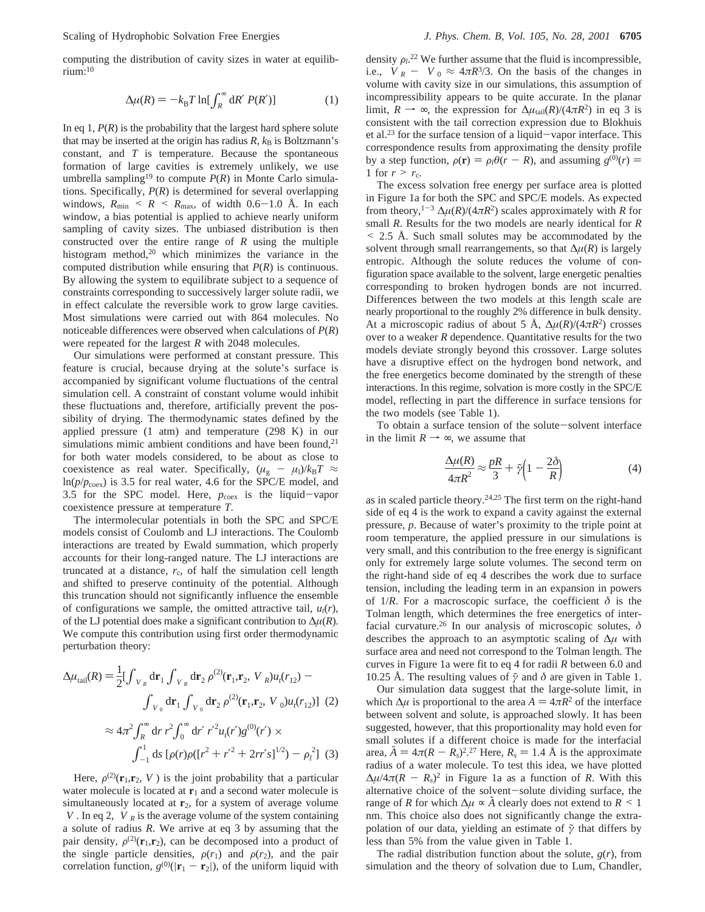computing the distribution of cavity sizes in water at equilibrium:[10]

$$\Delta\mu(R) = -k_B T \ln[\int_R^\infty dR'\, P(R')] \quad (1)$$

In eq 1, $P(R)$ is the probability that the largest hard sphere solute that may be inserted at the origin has radius $R$, $k_B$ is Boltzmann's constant, and $T$ is temperature. Because the spontaneous formation of large cavities is extremely unlikely, we use umbrella sampling[19] to compute $P(R)$ in Monte Carlo simulations. Specifically, $P(R)$ is determined for several overlapping windows, $R_{min} < R < R_{max}$, of width 0.6–1.0 Å. In each window, a bias potential is applied to achieve nearly uniform sampling of cavity sizes. The unbiased distribution is then constructed over the entire range of $R$ using the multiple histogram method,[20] which minimizes the variance in the computed distribution while ensuring that $P(R)$ is continuous. By allowing the system to equilibrate subject to a sequence of constraints corresponding to successively larger solute radii, we in effect calculate the reversible work to grow large cavities. Most simulations were carried out with 864 molecules. No noticeable differences were observed when calculations of $P(R)$ were repeated for the largest $R$ with 2048 molecules.

Our simulations were performed at constant pressure. This feature is crucial, because drying at the solute's surface is accompanied by significant volume fluctuations of the central simulation cell. A constraint of constant volume would inhibit these fluctuations and, therefore, artificially prevent the possibility of drying. The thermodynamic states defined by the applied pressure (1 atm) and temperature (298 K) in our simulations mimic ambient conditions and have been found,[21] for both water models considered, to be about as close to coexistence as real water. Specifically, $(\mu_g - \mu_l)/k_BT \approx \ln(p/p_{coex})$ is 3.5 for real water, 4.6 for the SPC/E model, and 3.5 for the SPC model. Here, $p_{coex}$ is the liquid–vapor coexistence pressure at temperature $T$.

The intermolecular potentials in both the SPC and SPC/E models consist of Coulomb and LJ interactions. The Coulomb interactions are treated by Ewald summation, which properly accounts for their long-ranged nature. The LJ interactions are truncated at a distance, $r_c$, of half the simulation cell length and shifted to preserve continuity of the potential. Although this truncation should not significantly influence the ensemble of configurations we sample, the omitted attractive tail, $u_t(r)$, of the LJ potential does make a significant contribution to $\Delta\mu(R)$. We compute this contribution using first order thermodynamic perturbation theory:

$$\Delta\mu_{tail}(R) = \frac{1}{2}[\int_{\langle V\rangle_R} d\mathbf{r}_1 \int_{\langle V\rangle_R} d\mathbf{r}_2\, \rho^{(2)}(\mathbf{r}_1,\mathbf{r}_2, \langle V\rangle_R) u_t(r_{12}) - \int_{\langle V\rangle_0} d\mathbf{r}_1 \int_{\langle V\rangle_0} d\mathbf{r}_2\, \rho^{(2)}(\mathbf{r}_1,\mathbf{r}_2, \langle V\rangle_0) u_t(r_{12})] \quad (2)$$

$$\approx 4\pi^2 \int_R^\infty dr\, r^2 \int_0^\infty dr'\, r'^2 u_t(r') g^{(0)}(r') \times \int_{-1}^{1} ds\, [\rho(r)\rho([r^2 + r'^2 + 2rr's]^{1/2}) - \rho_l^{\,2}] \quad (3)$$

Here, $\rho^{(2)}(\mathbf{r}_1,\mathbf{r}_2, V)$ is the joint probability that a particular water molecule is located at $\mathbf{r}_1$ and a second water molecule is simultaneously located at $\mathbf{r}_2$, for a system of average volume $\langle V\rangle$. In eq 2, $\langle V\rangle_R$ is the average volume of the system containing a solute of radius $R$. We arrive at eq 3 by assuming that the pair density, $\rho^{(2)}(\mathbf{r}_1,\mathbf{r}_2)$, can be decomposed into a product of the single particle densities, $\rho(r_1)$ and $\rho(r_2)$, and the pair correlation function, $g^{(0)}(|\mathbf{r}_1 - \mathbf{r}_2|)$, of the uniform liquid with density $\rho_l$.[22] We further assume that the fluid is incompressible, i.e., $\langle V\rangle_R - \langle V\rangle_0 \approx 4\pi R^3/3$. On the basis of the changes in volume with cavity size in our simulations, this assumption of incompressibility appears to be quite accurate. In the planar limit, $R \rightarrow \infty$, the expression for $\Delta\mu_{tail}(R)/(4\pi R^2)$ in eq 3 is consistent with the tail correction expression due to Blokhuis et al.[23] for the surface tension of a liquid–vapor interface. This correspondence results from approximating the density profile by a step function, $\rho(\mathbf{r}) = \rho_l\theta(r - R)$, and assuming $g^{(0)}(r) = 1$ for $r > r_c$.

The excess solvation free energy per surface area is plotted in Figure 1a for both the SPC and SPC/E models. As expected from theory,[1–3] $\Delta\mu(R)/(4\pi R^2)$ scales approximately with $R$ for small $R$. Results for the two models are nearly identical for $R < 2.5$ Å. Such small solutes may be accommodated by the solvent through small rearrangements, so that $\Delta\mu(R)$ is largely entropic. Although the solute reduces the volume of configuration space available to the solvent, large energetic penalties corresponding to broken hydrogen bonds are not incurred. Differences between the two models at this length scale are nearly proportional to the roughly 2% difference in bulk density. At a microscopic radius of about 5 Å, $\Delta\mu(R)/(4\pi R^2)$ crosses over to a weaker $R$ dependence. Quantitative results for the two models deviate strongly beyond this crossover. Large solutes have a disruptive effect on the hydrogen bond network, and the free energetics become dominated by the strength of these interactions. In this regime, solvation is more costly in the SPC/E model, reflecting in part the difference in surface tensions for the two models (see Table 1).

To obtain a surface tension of the solute–solvent interface in the limit $R \rightarrow \infty$, we assume that

$$\frac{\Delta\mu(R)}{4\pi R^2} \approx \frac{pR}{3} + \tilde{\gamma}\left(1 - \frac{2\delta}{R}\right) \quad (4)$$

as in scaled particle theory.[24,25] The first term on the right-hand side of eq 4 is the work to expand a cavity against the external pressure, $p$. Because of water's proximity to the triple point at room temperature, the applied pressure in our simulations is very small, and this contribution to the free energy is significant only for extremely large solute volumes. The second term on the right-hand side of eq 4 describes the work due to surface tension, including the leading term in an expansion in powers of $1/R$. For a macroscopic surface, the coefficient $\delta$ is the Tolman length, which determines the free energetics of interfacial curvature.[26] In our analysis of microscopic solutes, $\delta$ describes the approach to an asymptotic scaling of $\Delta\mu$ with surface area and need not correspond to the Tolman length. The curves in Figure 1a were fit to eq 4 for radii $R$ between 6.0 and 10.25 Å. The resulting values of $\tilde{\gamma}$ and $\delta$ are given in Table 1.

Our simulation data suggest that the large-solute limit, in which $\Delta\mu$ is proportional to the area $A = 4\pi R^2$ of the interface between solvent and solute, is approached slowly. It has been suggested, however, that this proportionality may hold even for small solutes if a different choice is made for the interfacial area, $\tilde{A} = 4\pi(R - R_s)^2$.[27] Here, $R_s = 1.4$ Å is the approximate radius of a water molecule. To test this idea, we have plotted $\Delta\mu/4\pi(R - R_s)^2$ in Figure 1a as a function of $R$. With this alternative choice of the solvent–solute dividing surface, the range of $R$ for which $\Delta\mu \propto \tilde{A}$ clearly does not extend to $R < 1$ nm. This choice also does not significantly change the extrapolation of our data, yielding an estimate of $\tilde{\gamma}$ that differs by less than 5% from the value given in Table 1.

The radial distribution function about the solute, $g(r)$, from simulation and the theory of solvation due to Lum, Chandler,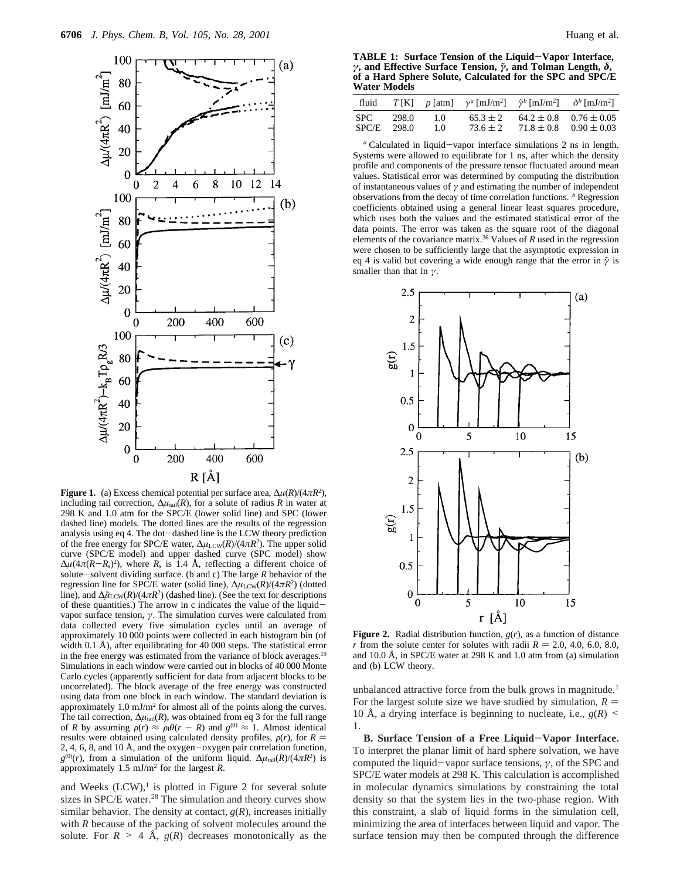**Figure 1.** (a) Excess chemical potential per surface area, $\Delta\mu(R)/(4\pi R^2)$, including tail correction, $\Delta\mu_{tail}(R)$, for a solute of radius $R$ in water at 298 K and 1.0 atm for the SPC/E (lower solid line) and SPC (lower dashed line) models. The dotted lines are the results of the regression analysis using eq 4. The dot–dashed line is the LCW theory prediction of the free energy for SPC/E water, $\Delta\mu_{LCW}(R)/(4\pi R^2)$. The upper solid curve (SPC/E model) and upper dashed curve (SPC model) show $\Delta\mu(4\pi(R-R_s)^2)$, where $R_s$ is 1.4 Å, reflecting a different choice of solute–solvent dividing surface. (b and c) The large $R$ behavior of the regression line for SPC/E water (solid line), $\Delta\mu_{LCW}(R)/(4\pi R^2)$ (dotted line), and $\Delta\tilde{\mu}_{LCW}(R)/(4\pi R^2)$ (dashed line). (See the text for descriptions of these quantities.) The arrow in c indicates the value of the liquid–vapor surface tension, $\gamma$. The simulation curves were calculated from data collected every five simulation cycles until an average of approximately 10 000 points were collected in each histogram bin (of width 0.1 Å), after equilibrating for 40 000 steps. The statistical error in the free energy was estimated from the variance of block averages.[19] Simulations in each window were carried out in blocks of 40 000 Monte Carlo cycles (apparently sufficient for data from adjacent blocks to be uncorrelated). The block average of the free energy was constructed using data from one block in each window. The standard deviation is approximately 1.0 mJ/m² for almost all of the points along the curves. The tail correction, $\Delta\mu_{tail}(R)$, was obtained from eq 3 for the full range of $R$ by assuming $\rho(r) \approx \rho_l\theta(r - R)$ and $g^{(0)} \approx 1$. Almost identical results were obtained using calculated density profiles, $\rho(r)$, for $R$ = 2, 4, 6, 8, and 10 Å, and the oxygen–oxygen pair correlation function, $g^{(0)}(r)$, from a simulation of the uniform liquid. $\Delta\mu_{tail}(R)/(4\pi R^2)$ is approximately 1.5 mJ/m² for the largest $R$.

and Weeks (LCW),[1] is plotted in Figure 2 for several solute sizes in SPC/E water.[28] The simulation and theory curves show similar behavior. The density at contact, $g(R)$, increases initially with $R$ because of the packing of solvent molecules around the solute. For $R > 4$ Å, $g(R)$ decreases monotonically as the unbalanced attractive force from the bulk grows in magnitude.[1] For the largest solute size we have studied by simulation, $R$ = 10 Å, a drying interface is beginning to nucleate, i.e., $g(R) < 1$.

**TABLE 1: Surface Tension of the Liquid–Vapor Interface, $\gamma$, and Effective Surface Tension, $\tilde{\gamma}$, and Tolman Length, $\delta$, of a Hard Sphere Solute, Calculated for the SPC and SPC/E Water Models**

| fluid | $T$ [K] | $p$ [atm] | $\gamma^a$ [mJ/m²] | $\tilde{\gamma}^b$ [mJ/m²] | $\delta^b$ [mJ/m²] |
|---|---|---|---|---|---|
| SPC | 298.0 | 1.0 | 65.3 ± 2 | 64.2 ± 0.8 | 0.76 ± 0.05 |
| SPC/E | 298.0 | 1.0 | 73.6 ± 2 | 71.8 ± 0.8 | 0.90 ± 0.03 |

[a] Calculated in liquid–vapor interface simulations 2 ns in length. Systems were allowed to equilibrate for 1 ns, after which the density profile and components of the pressure tensor fluctuated around mean values. Statistical error was determined by computing the distribution of instantaneous values of $\gamma$ and estimating the number of independent observations from the decay of time correlation functions. [b] Regression coefficients obtained using a general linear least squares procedure, which uses both the values and the estimated statistical error of the data points. The error was taken as the square root of the diagonal elements of the covariance matrix.[36] Values of $R$ used in the regression were chosen to be sufficiently large that the asymptotic expression in eq 4 is valid but covering a wide enough range that the error in $\tilde{\gamma}$ is smaller than that in $\gamma$.

**Figure 2.** Radial distribution function, $g(r)$, as a function of distance $r$ from the solute center for solutes with radii $R$ = 2.0, 4.0, 6.0, 8.0, and 10.0 Å, in SPC/E water at 298 K and 1.0 atm from (a) simulation and (b) LCW theory.

**B. Surface Tension of a Free Liquid–Vapor Interface.** To interpret the planar limit of hard sphere solvation, we have computed the liquid–vapor surface tensions, $\gamma$, of the SPC and SPC/E water models at 298 K. This calculation is accomplished in molecular dynamics simulations by constraining the total density so that the system lies in the two-phase region. With this constraint, a slab of liquid forms in the simulation cell, minimizing the area of interfaces between liquid and vapor. The surface tension may then be computed through the difference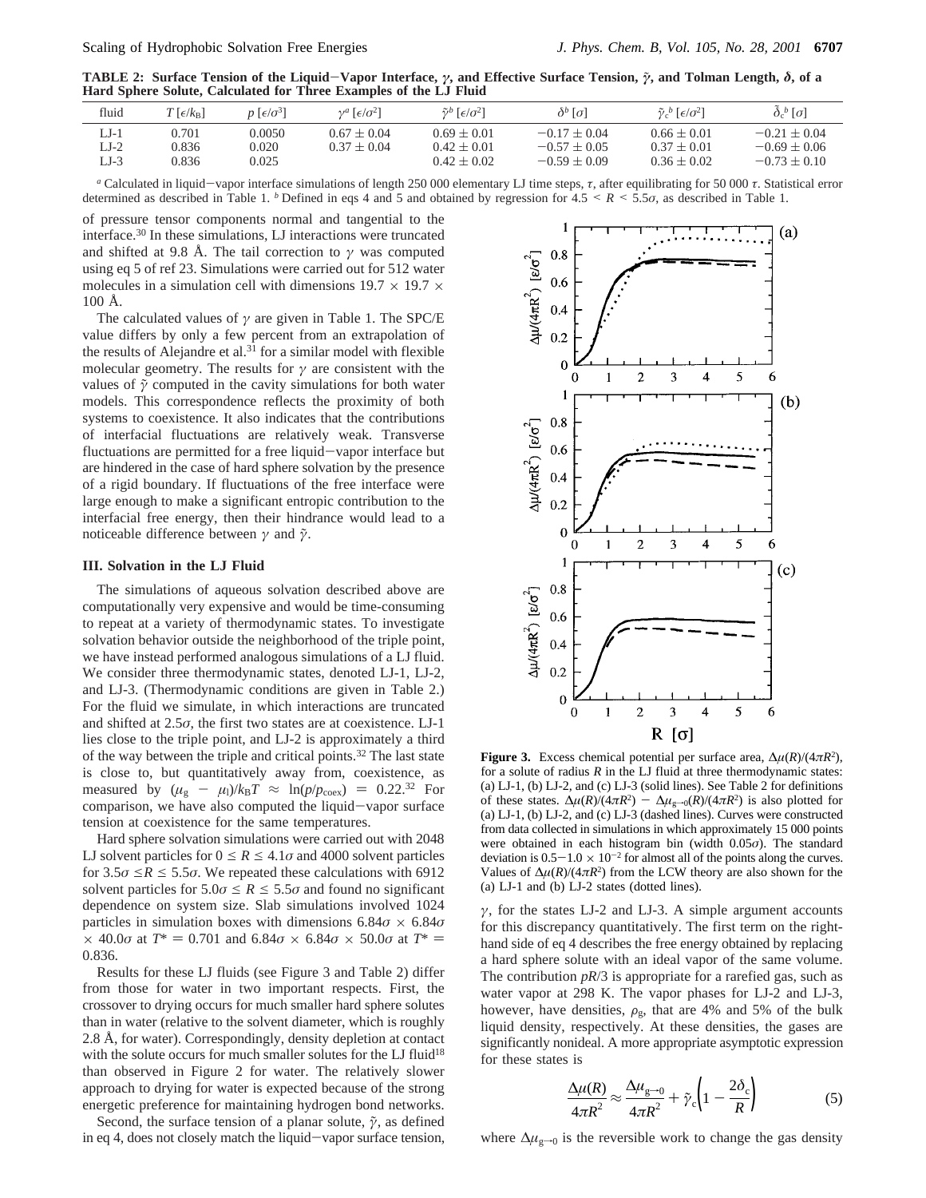**TABLE 2: Surface Tension of the Liquid−Vapor Interface, $\gamma$, and Effective Surface Tension, $\tilde{\gamma}$, and Tolman Length, $\delta$, of a Hard Sphere Solute, Calculated for Three Examples of the LJ Fluid**

| fluid | $T$ [$\epsilon/k_B$] | $p$ [$\epsilon/\sigma^3$] | $\gamma^a$ [$\epsilon/\sigma^2$] | $\tilde{\gamma}^b$ [$\epsilon/\sigma^2$] | $\delta^b$ [$\sigma$] | $\tilde{\gamma}_c{}^b$ [$\epsilon/\sigma^2$] | $\tilde{\delta}_c{}^b$ [$\sigma$] |
|---|---|---|---|---|---|---|---|
| LJ-1 | 0.701 | 0.0050 | $0.67 \pm 0.04$ | $0.69 \pm 0.01$ | $-0.17 \pm 0.04$ | $0.66 \pm 0.01$ | $-0.21 \pm 0.04$ |
| LJ-2 | 0.836 | 0.020 | $0.37 \pm 0.04$ | $0.42 \pm 0.01$ | $-0.57 \pm 0.05$ | $0.37 \pm 0.01$ | $-0.69 \pm 0.06$ |
| LJ-3 | 0.836 | 0.025 | | $0.42 \pm 0.02$ | $-0.59 \pm 0.09$ | $0.36 \pm 0.02$ | $-0.73 \pm 0.10$ |

[a] Calculated in liquid−vapor interface simulations of length 250 000 elementary LJ time steps, $\tau$, after equilibrating for 50 000 $\tau$. Statistical error determined as described in Table 1. [b] Defined in eqs 4 and 5 and obtained by regression for $4.5 < R < 5.5\sigma$, as described in Table 1.

of pressure tensor components normal and tangential to the interface.[30] In these simulations, LJ interactions were truncated and shifted at 9.8 Å. The tail correction to $\gamma$ was computed using eq 5 of ref 23. Simulations were carried out for 512 water molecules in a simulation cell with dimensions 19.7 × 19.7 × 100 Å.

The calculated values of $\gamma$ are given in Table 1. The SPC/E value differs by only a few percent from an extrapolation of the results of Alejandre et al.[31] for a similar model with flexible molecular geometry. The results for $\gamma$ are consistent with the values of $\tilde{\gamma}$ computed in the cavity simulations for both water models. This correspondence reflects the proximity of both systems to coexistence. It also indicates that the contributions of interfacial fluctuations are relatively weak. Transverse fluctuations are permitted for a free liquid−vapor interface but are hindered in the case of hard sphere solvation by the presence of a rigid boundary. If fluctuations of the free interface were large enough to make a significant entropic contribution to the interfacial free energy, then their hindrance would lead to a noticeable difference between $\gamma$ and $\tilde{\gamma}$.

### III. Solvation in the LJ Fluid

The simulations of aqueous solvation described above are computationally very expensive and would be time-consuming to repeat at a variety of thermodynamic states. To investigate solvation behavior outside the neighborhood of the triple point, we have instead performed analogous simulations of a LJ fluid. We consider three thermodynamic states, denoted LJ-1, LJ-2, and LJ-3. (Thermodynamic conditions are given in Table 2.) For the fluid we simulate, in which interactions are truncated and shifted at $2.5\sigma$, the first two states are at coexistence. LJ-1 lies close to the triple point, and LJ-2 is approximately a third of the way between the triple and critical points.[32] The last state is close to, but quantitatively away from, coexistence, as measured by $(\mu_g - \mu_l)/k_BT \approx \ln(p/p_{coex}) = 0.22$.[32] For comparison, we have also computed the liquid−vapor surface tension at coexistence for the same temperatures.

Hard sphere solvation simulations were carried out with 2048 LJ solvent particles for $0 \leq R \leq 4.1\sigma$ and 4000 solvent particles for $3.5\sigma \leq R \leq 5.5\sigma$. We repeated these calculations with 6912 solvent particles for $5.0\sigma \leq R \leq 5.5\sigma$ and found no significant dependence on system size. Slab simulations involved 1024 particles in simulation boxes with dimensions $6.84\sigma \times 6.84\sigma \times 40.0\sigma$ at $T^* = 0.701$ and $6.84\sigma \times 6.84\sigma \times 50.0\sigma$ at $T^* = 0.836$.

Results for these LJ fluids (see Figure 3 and Table 2) differ from those for water in two important respects. First, the crossover to drying occurs for much smaller hard sphere solutes than in water (relative to the solvent diameter, which is roughly 2.8 Å, for water). Correspondingly, density depletion at contact with the solute occurs for much smaller solutes for the LJ fluid[18] than observed in Figure 2 for water. The relatively slower approach to drying for water is expected because of the strong energetic preference for maintaining hydrogen bond networks.

Second, the surface tension of a planar solute, $\tilde{\gamma}$, as defined in eq 4, does not closely match the liquid−vapor surface tension, $\gamma$, for the states LJ-2 and LJ-3. A simple argument accounts for this discrepancy quantitatively. The first term on the right-hand side of eq 4 describes the free energy obtained by replacing a hard sphere solute with an ideal vapor of the same volume. The contribution $pR/3$ is appropriate for a rarefied gas, such as water vapor at 298 K. The vapor phases for LJ-2 and LJ-3, however, have densities, $\rho_g$, that are 4% and 5% of the bulk liquid density, respectively. At these densities, the gases are significantly nonideal. A more appropriate asymptotic expression for these states is

$$\frac{\Delta\mu(R)}{4\pi R^2} \approx \frac{\Delta\mu_{g\to 0}}{4\pi R^2} + \tilde{\gamma}_c\left(1 - \frac{2\delta_c}{R}\right) \tag{5}$$

where $\Delta\mu_{g\to 0}$ is the reversible work to change the gas density

**Figure 3.** Excess chemical potential per surface area, $\Delta\mu(R)/(4\pi R^2)$, for a solute of radius $R$ in the LJ fluid at three thermodynamic states: (a) LJ-1, (b) LJ-2, and (c) LJ-3 (solid lines). See Table 2 for definitions of these states. $\Delta\mu(R)/(4\pi R^2) - \Delta\mu_{g\to 0}(R)/(4\pi R^2)$ is also plotted for (a) LJ-1, (b) LJ-2, and (c) LJ-3 (dashed lines). Curves were constructed from data collected in simulations in which approximately 15 000 points were obtained in each histogram bin (width $0.05\sigma$). The standard deviation is $0.5-1.0 \times 10^{-2}$ for almost all of the points along the curves. Values of $\Delta\mu(R)/(4\pi R^2)$ from the LCW theory are also shown for the (a) LJ-1 and (b) LJ-2 states (dotted lines).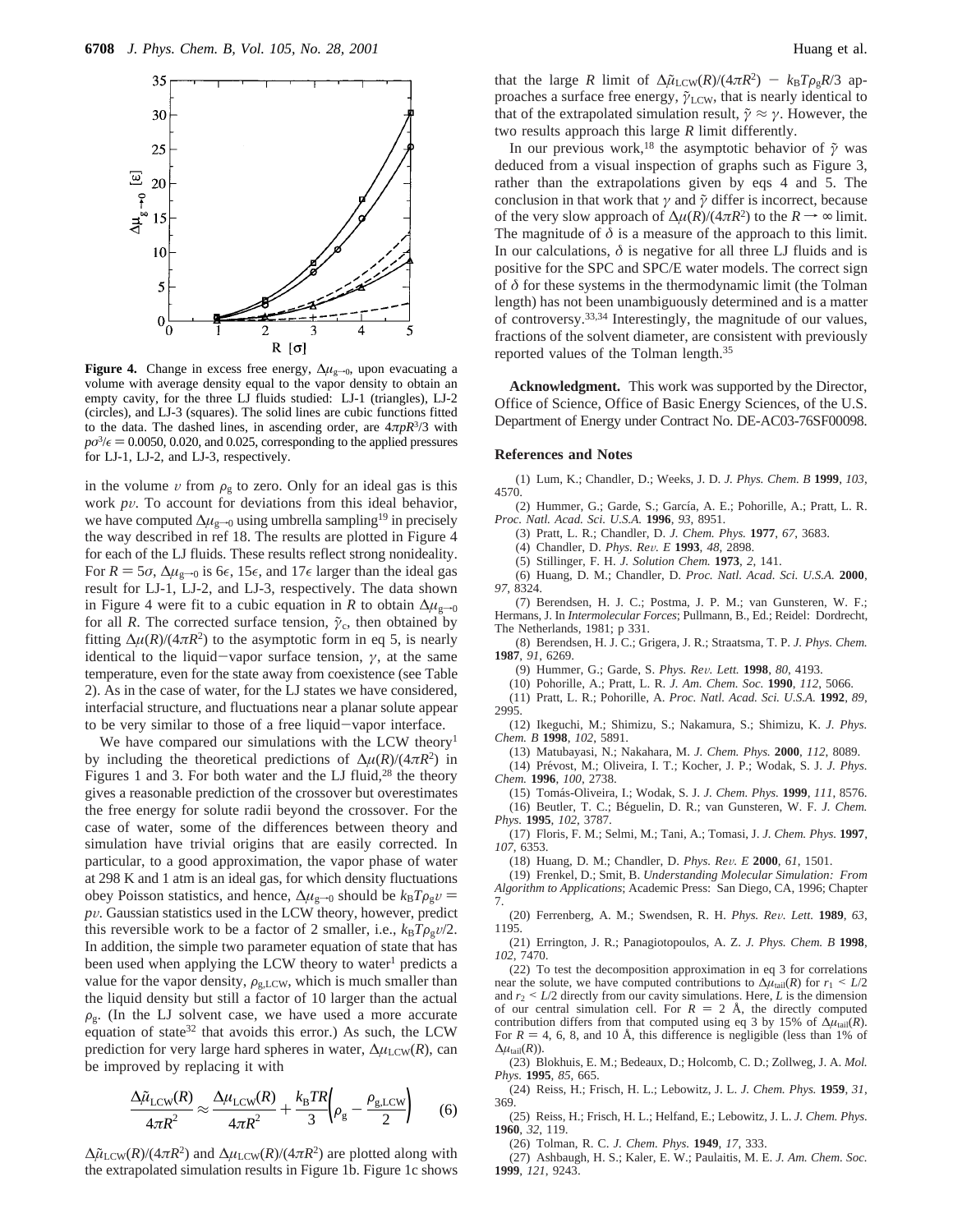**Figure 4.** Change in excess free energy, $\Delta\mu_{g\to 0}$, upon evacuating a volume with average density equal to the vapor density to obtain an empty cavity, for the three LJ fluids studied: LJ-1 (triangles), LJ-2 (circles), and LJ-3 (squares). The solid lines are cubic functions fitted to the data. The dashed lines, in ascending order, are $4\pi pR^3/3$ with $p\sigma^3/\epsilon = 0.0050$, 0.020, and 0.025, corresponding to the applied pressures for LJ-1, LJ-2, and LJ-3, respectively.

in the volume $v$ from $\rho_g$ to zero. Only for an ideal gas is this work $pv$. To account for deviations from this ideal behavior, we have computed $\Delta\mu_{g\to 0}$ using umbrella sampling[19] in precisely the way described in ref 18. The results are plotted in Figure 4 for each of the LJ fluids. These results reflect strong nonideality. For $R = 5\sigma$, $\Delta\mu_{g\to 0}$ is $6\epsilon$, $15\epsilon$, and $17\epsilon$ larger than the ideal gas result for LJ-1, LJ-2, and LJ-3, respectively. The data shown in Figure 4 were fit to a cubic equation in $R$ to obtain $\Delta\mu_{g\to 0}$ for all $R$. The corrected surface tension, $\tilde{\gamma}_c$, then obtained by fitting $\Delta\mu(R)/(4\pi R^2)$ to the asymptotic form in eq 5, is nearly identical to the liquid–vapor surface tension, $\gamma$, at the same temperature, even for the state away from coexistence (see Table 2). As in the case of water, for the LJ states we have considered, interfacial structure, and fluctuations near a planar solute appear to be very similar to those of a free liquid–vapor interface.

We have compared our simulations with the LCW theory[1] by including the theoretical predictions of $\Delta\mu(R)/(4\pi R^2)$ in Figures 1 and 3. For both water and the LJ fluid,[28] the theory gives a reasonable prediction of the crossover but overestimates the free energy for solute radii beyond the crossover. For the case of water, some of the differences between theory and simulation have trivial origins that are easily corrected. In particular, to a good approximation, the vapor phase of water at 298 K and 1 atm is an ideal gas, for which density fluctuations obey Poisson statistics, and hence, $\Delta\mu_{g\to 0}$ should be $k_BT\rho_g v = pv$. Gaussian statistics used in the LCW theory, however, predict this reversible work to be a factor of 2 smaller, i.e., $k_BT\rho_g v/2$. In addition, the simple two parameter equation of state that has been used when applying the LCW theory to water[1] predicts a value for the vapor density, $\rho_{g,\mathrm{LCW}}$, which is much smaller than the liquid density but still a factor of 10 larger than the actual $\rho_g$. (In the LJ solvent case, we have used a more accurate equation of state[32] that avoids this error.) As such, the LCW prediction for very large hard spheres in water, $\Delta\mu_{\mathrm{LCW}}(R)$, can be improved by replacing it with

$$\frac{\Delta\tilde{\mu}_{\mathrm{LCW}}(R)}{4\pi R^2} \approx \frac{\Delta\mu_{\mathrm{LCW}}(R)}{4\pi R^2} + \frac{k_BTR}{3}\left(\rho_g - \frac{\rho_{g,\mathrm{LCW}}}{2}\right) \qquad (6)$$

$\Delta\tilde{\mu}_{\mathrm{LCW}}(R)/(4\pi R^2)$ and $\Delta\mu_{\mathrm{LCW}}(R)/(4\pi R^2)$ are plotted along with the extrapolated simulation results in Figure 1b. Figure 1c shows that the large $R$ limit of $\Delta\tilde{\mu}_{\mathrm{LCW}}(R)/(4\pi R^2) - k_BT\rho_g R/3$ approaches a surface free energy, $\tilde{\gamma}_{\mathrm{LCW}}$, that is nearly identical to that of the extrapolated simulation result, $\tilde{\gamma} \approx \gamma$. However, the two results approach this large $R$ limit differently.

In our previous work,[18] the asymptotic behavior of $\tilde{\gamma}$ was deduced from a visual inspection of graphs such as Figure 3, rather than the extrapolations given by eqs 4 and 5. The conclusion in that work that $\gamma$ and $\tilde{\gamma}$ differ is incorrect, because of the very slow approach of $\Delta\mu(R)/(4\pi R^2)$ to the $R \to \infty$ limit. The magnitude of $\delta$ is a measure of the approach to this limit. In our calculations, $\delta$ is negative for all three LJ fluids and is positive for the SPC and SPC/E water models. The correct sign of $\delta$ for these systems in the thermodynamic limit (the Tolman length) has not been unambiguously determined and is a matter of controversy.[33,34] Interestingly, the magnitude of our values, fractions of the solvent diameter, are consistent with previously reported values of the Tolman length.[35]

**Acknowledgment.** This work was supported by the Director, Office of Science, Office of Basic Energy Sciences, of the U.S. Department of Energy under Contract No. DE-AC03-76SF00098.

## References and Notes

(1) Lum, K.; Chandler, D.; Weeks, J. D. *J. Phys. Chem. B* **1999**, *103*, 4570.

(2) Hummer, G.; Garde, S.; García, A. E.; Pohorille, A.; Pratt, L. R. *Proc. Natl. Acad. Sci. U.S.A.* **1996**, *93*, 8951.

(3) Pratt, L. R.; Chandler, D. *J. Chem. Phys.* **1977**, *67*, 3683.

(4) Chandler, D. *Phys. Rev. E* **1993**, *48*, 2898.

(5) Stillinger, F. H. *J. Solution Chem.* **1973**, *2*, 141.

(6) Huang, D. M.; Chandler, D. *Proc. Natl. Acad. Sci. U.S.A.* **2000**, *97*, 8324.

(7) Berendsen, H. J. C.; Postma, J. P. M.; van Gunsteren, W. F.; Hermans, J. In *Intermolecular Forces*; Pullmann, B., Ed.; Reidel: Dordrecht, The Netherlands, 1981; p 331.

(8) Berendsen, H. J. C.; Grigera, J. R.; Straatsma, T. P. *J. Phys. Chem.* **1987**, *91*, 6269.

(9) Hummer, G.; Garde, S. *Phys. Rev. Lett.* **1998**, *80*, 4193.

(10) Pohorille, A.; Pratt, L. R. *J. Am. Chem. Soc.* **1990**, *112*, 5066.

(11) Pratt, L. R.; Pohorille, A. *Proc. Natl. Acad. Sci. U.S.A.* **1992**, *89*, 2995.

(12) Ikeguchi, M.; Shimizu, S.; Nakamura, S.; Shimizu, K. *J. Phys. Chem. B* **1998**, *102*, 5891.

(13) Matubayasi, N.; Nakahara, M. *J. Chem. Phys.* **2000**, *112*, 8089.

(14) Prévost, M.; Oliveira, I. T.; Kocher, J. P.; Wodak, S. J. *J. Phys. Chem.* **1996**, *100*, 2738.

(15) Tomás-Oliveira, I.; Wodak, S. J. *J. Chem. Phys.* **1999**, *111*, 8576.

(16) Beutler, T. C.; Béguelin, D. R.; van Gunsteren, W. F. *J. Chem. Phys.* **1995**, *102*, 3787.

(17) Floris, F. M.; Selmi, M.; Tani, A.; Tomasi, J. *J. Chem. Phys.* **1997**, *107*, 6353.

(18) Huang, D. M.; Chandler, D. *Phys. Rev. E* **2000**, *61*, 1501.

(19) Frenkel, D.; Smit, B. *Understanding Molecular Simulation: From Algorithm to Applications*; Academic Press: San Diego, CA, 1996; Chapter 7.

(20) Ferrenberg, A. M.; Swendsen, R. H. *Phys. Rev. Lett.* **1989**, *63*, 1195.

(21) Errington, J. R.; Panagiotopoulos, A. Z. *J. Phys. Chem. B* **1998**, *102*, 7470.

(22) To test the decomposition approximation in eq 3 for correlations near the solute, we have computed contributions to $\Delta\mu_{\mathrm{tail}}(R)$ for $r_1 < L/2$ and $r_2 < L/2$ directly from our cavity simulations. Here, $L$ is the dimension of our central simulation cell. For $R = 2$ Å, the directly computed contribution differs from that computed using eq 3 by 15% of $\Delta\mu_{\mathrm{tail}}(R)$. For $R = 4$, 6, 8, and 10 Å, this difference is negligible (less than 1% of $\Delta\mu_{\mathrm{tail}}(R)$).

(23) Blokhuis, E. M.; Bedeaux, D.; Holcomb, C. D.; Zollweg, J. A. *Mol. Phys.* **1995**, *85*, 665.

(24) Reiss, H.; Frisch, H. L.; Lebowitz, J. L. *J. Chem. Phys.* **1959**, *31*, 369.

(25) Reiss, H.; Frisch, H. L.; Helfand, E.; Lebowitz, J. L. *J. Chem. Phys.* **1960**, *32*, 119.

(26) Tolman, R. C. *J. Chem. Phys.* **1949**, *17*, 333.

(27) Ashbaugh, H. S.; Kaler, E. W.; Paulaitis, M. E. *J. Am. Chem. Soc.* **1999**, *121*, 9243.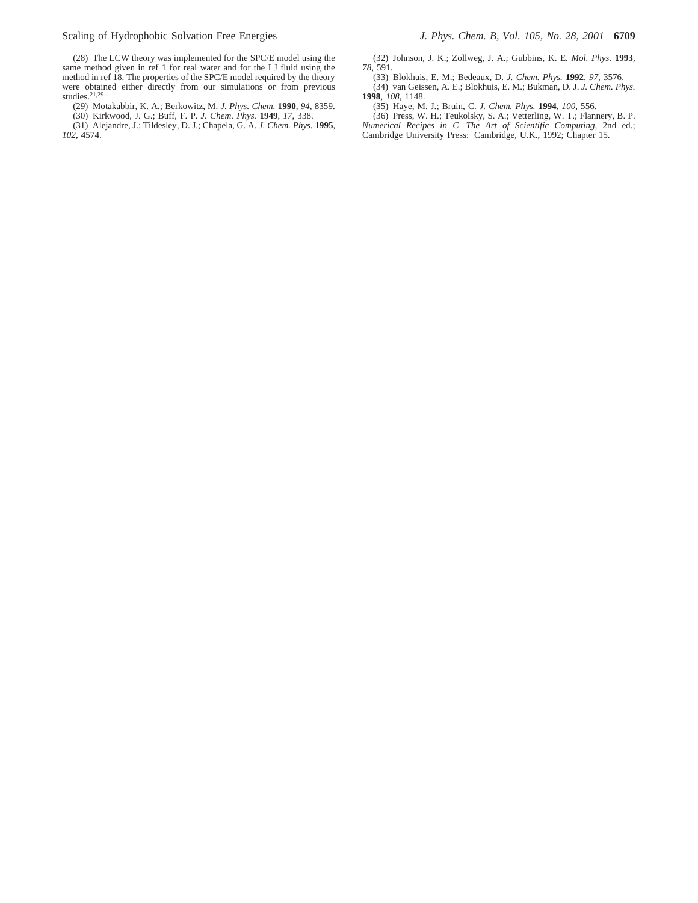(28) The LCW theory was implemented for the SPC/E model using the same method given in ref 1 for real water and for the LJ fluid using the method in ref 18. The properties of the SPC/E model required by the theory were obtained either directly from our simulations or from previous studies.[21,29]

(29) Motakabbir, K. A.; Berkowitz, M. *J. Phys. Chem.* **1990**, *94*, 8359.

(30) Kirkwood, J. G.; Buff, F. P. *J. Chem. Phys.* **1949**, *17*, 338.

(31) Alejandre, J.; Tildesley, D. J.; Chapela, G. A. *J. Chem. Phys.* **1995**, *102*, 4574.

(32) Johnson, J. K.; Zollweg, J. A.; Gubbins, K. E. *Mol. Phys.* **1993**, *78*, 591.

(33) Blokhuis, E. M.; Bedeaux, D. *J. Chem. Phys.* **1992**, *97*, 3576.

(34) van Geissen, A. E.; Blokhuis, E. M.; Bukman, D. J. *J. Chem. Phys.* **1998**, *108*, 1148.

(35) Haye, M. J.; Bruin, C. *J. Chem. Phys.* **1994**, *100*, 556.

(36) Press, W. H.; Teukolsky, S. A.; Vetterling, W. T.; Flannery, B. P. *Numerical Recipes in C—The Art of Scientific Computing*, 2nd ed.; Cambridge University Press: Cambridge, U.K., 1992; Chapter 15.